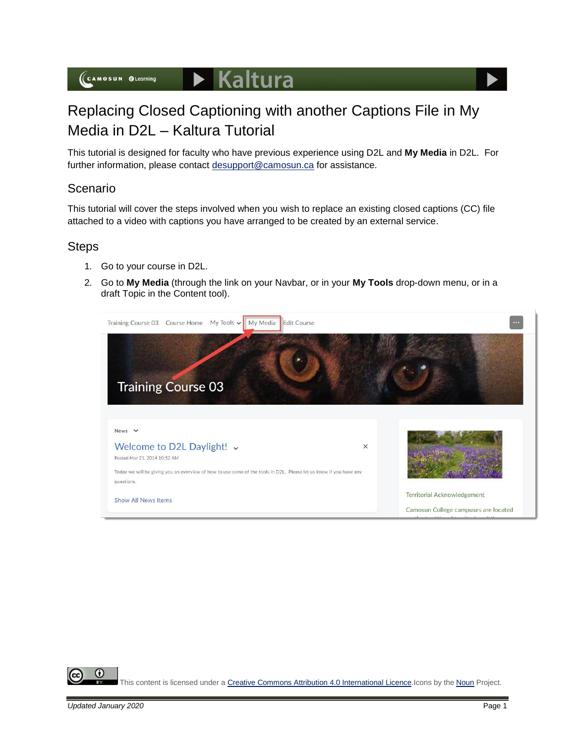# Replacing Closed Captioning with another Captions File in My Media in D2L – Kaltura Tutorial

This tutorial is designed for faculty who have previous experience using D2L and **My Media** in D2L. For further information, please contact desupport@camosun.ca for assistance.

## Scenario

This tutorial will cover the steps involved when you wish to replace an existing closed captions (CC) file attached to a video with captions you have arranged to be created by an external service.

## Steps

1. Go to your course in D2L.
2. Go to **My Media** (through the link on your Navbar, or in your **My Tools** drop-down menu, or in a draft Topic in the Content tool).

This content is licensed under a Creative Commons Attribution 4.0 International Licence. Icons by the Noun Project.

*Updated January 2020*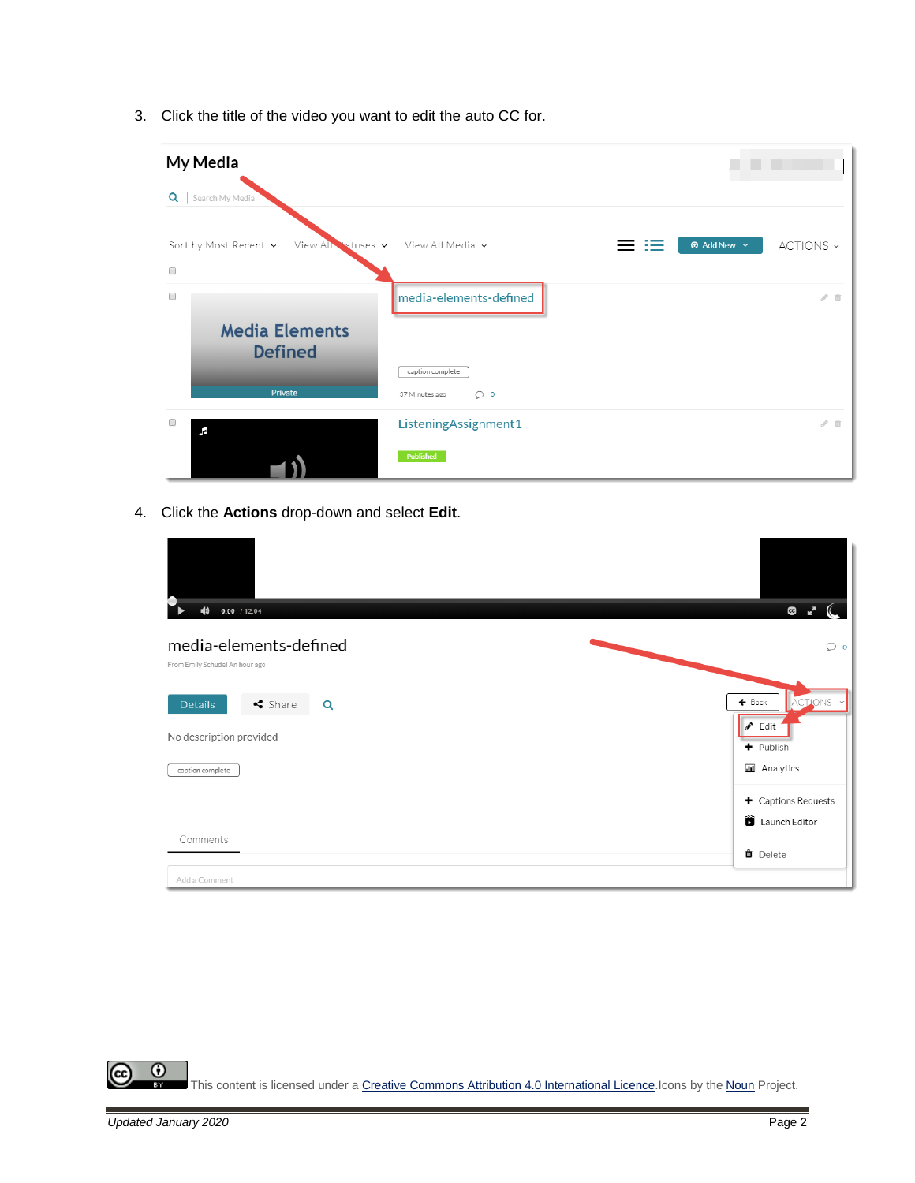3. Click the title of the video you want to edit the auto CC for.

4. Click the **Actions** drop-down and select **Edit**.

This content is licensed under a [Creative Commons Attribution 4.0 International Licence](). Icons by the [Noun]() Project.

*Updated January 2020*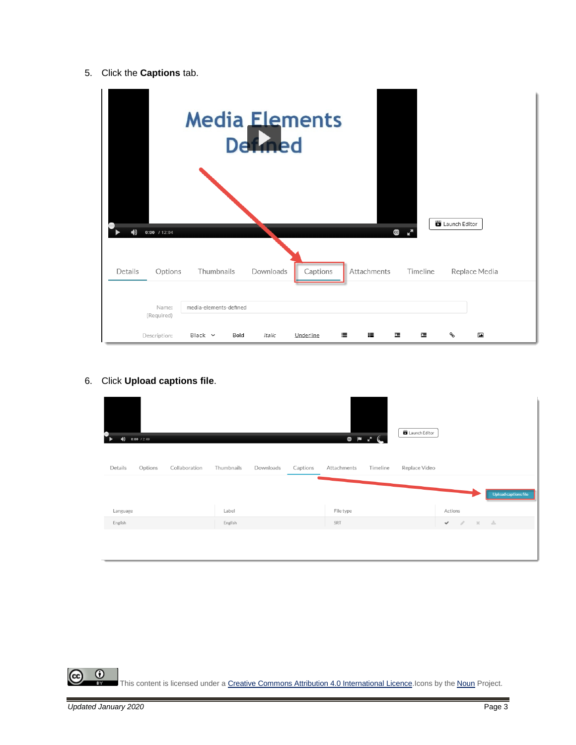5. Click the **Captions** tab.

6. Click **Upload captions file**.

This content is licensed under a [Creative Commons Attribution 4.0 International Licence](). Icons by the [Noun]() Project.

*Updated January 2020*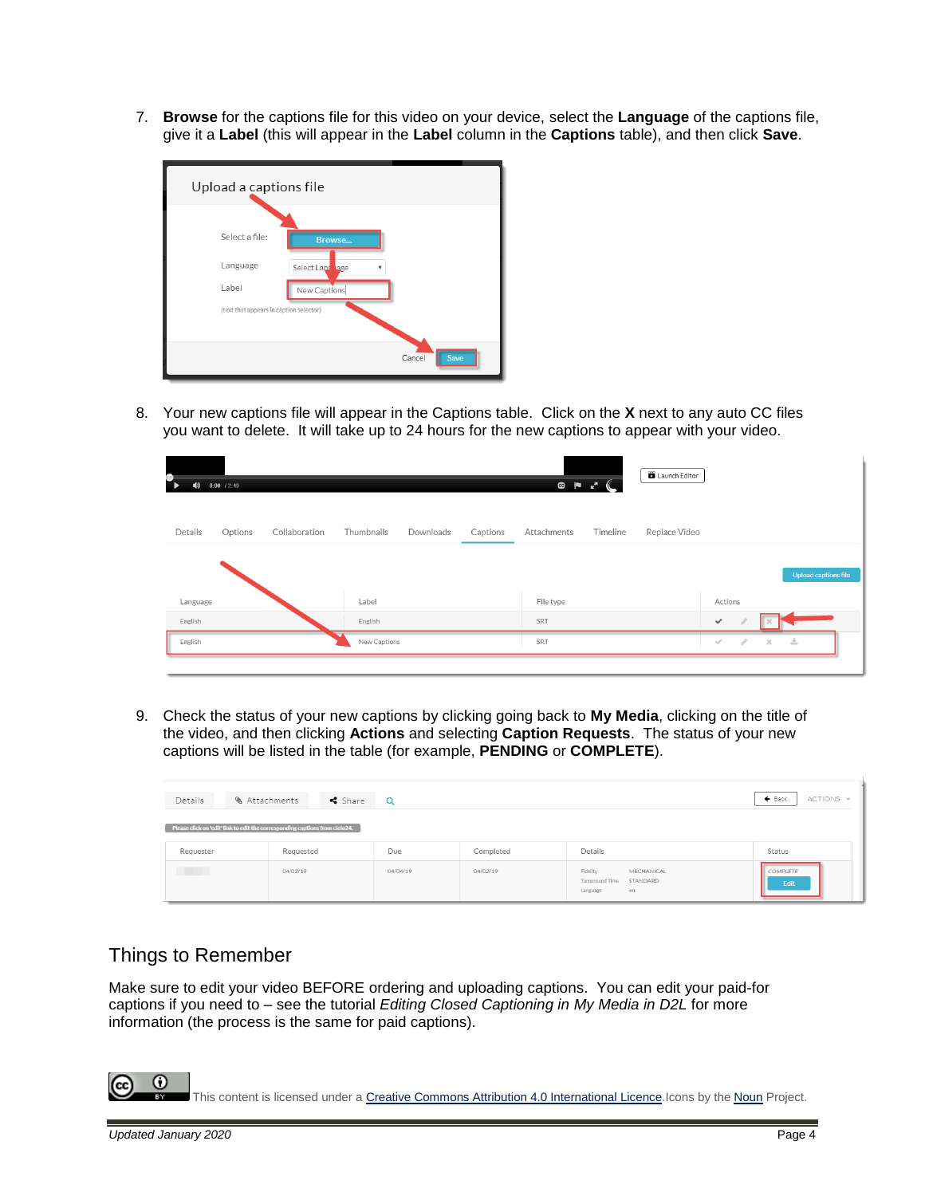7. **Browse** for the captions file for this video on your device, select the **Language** of the captions file, give it a **Label** (this will appear in the **Label** column in the **Captions** table), and then click **Save**.

8. Your new captions file will appear in the Captions table. Click on the **X** next to any auto CC files you want to delete. It will take up to 24 hours for the new captions to appear with your video.

9. Check the status of your new captions by clicking going back to **My Media**, clicking on the title of the video, and then clicking **Actions** and selecting **Caption Requests**. The status of your new captions will be listed in the table (for example, **PENDING** or **COMPLETE**).

## Things to Remember

Make sure to edit your video BEFORE ordering and uploading captions. You can edit your paid-for captions if you need to – see the tutorial *Editing Closed Captioning in My Media in D2L* for more information (the process is the same for paid captions).

This content is licensed under a Creative Commons Attribution 4.0 International Licence. Icons by the Noun Project.

*Updated January 2020*